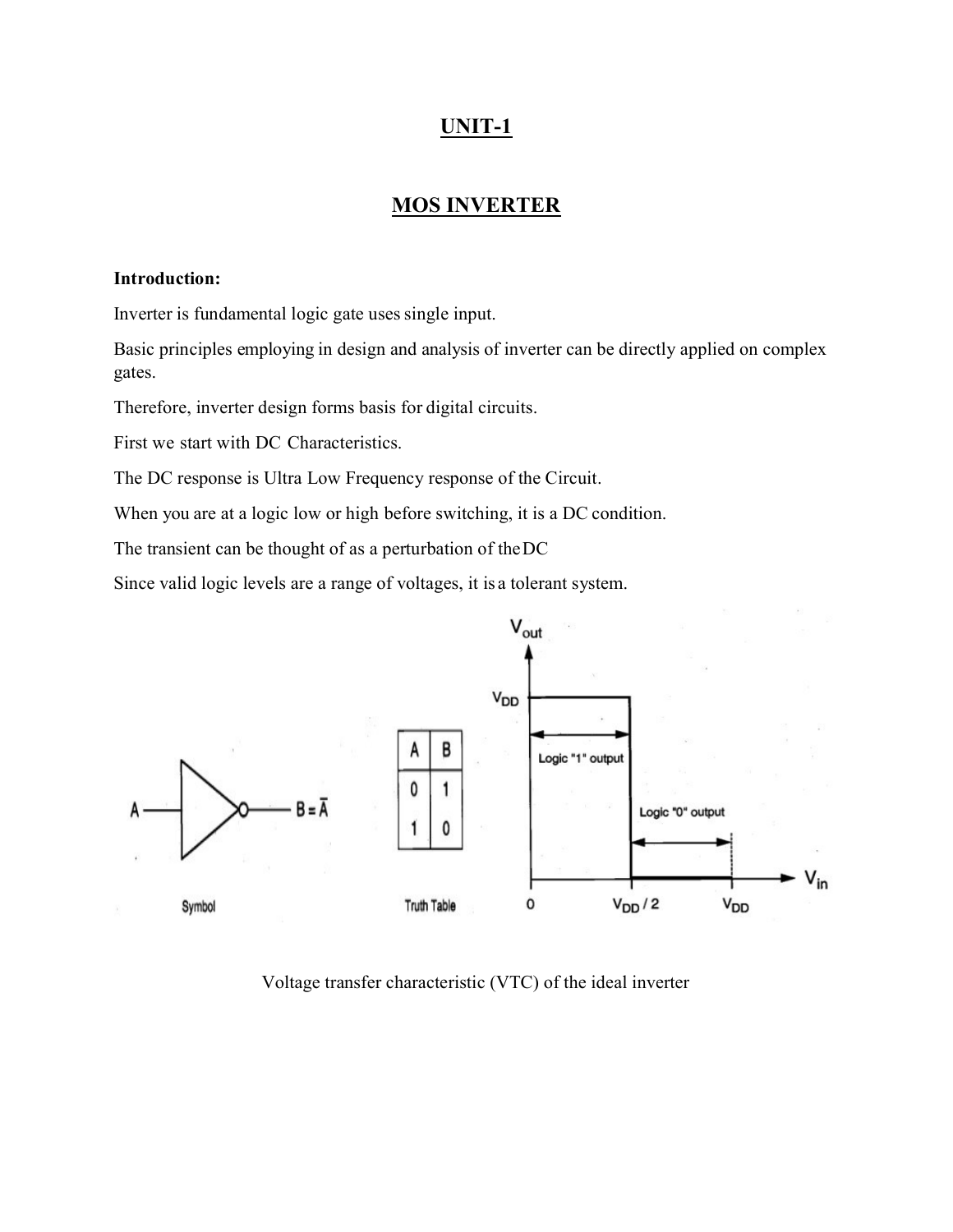# UNIT-1

## MOS INVERTER

**Introduction:**

Inverter is fundamental logic gate uses single input.

Basic principles employing in design and analysis of inverter can be directly applied on complex gates.

Therefore, inverter design forms basis for digital circuits.

First we start with DC Characteristics.

The DC response is Ultra Low Frequency response of the Circuit.

When you are at a logic low or high before switching, it is a DC condition.

The transient can be thought of as a perturbation of the DC

Since valid logic levels are a range of voltages, it is a tolerant system.

| A | B |
|---|---|
| 0 | 1 |
| 1 | 0 |

Truth Table

Voltage transfer characteristic (VTC) of the ideal inverter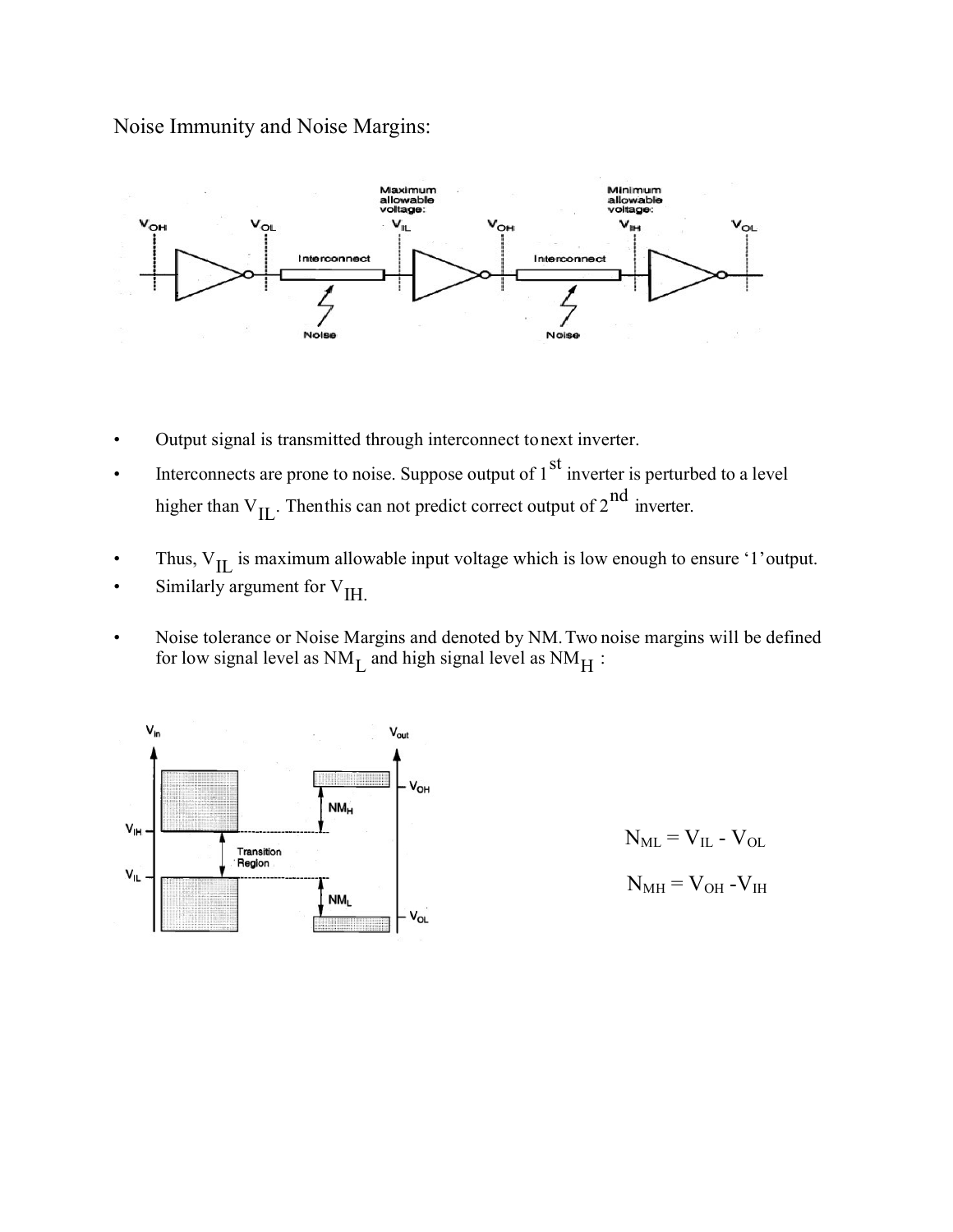Noise Immunity and Noise Margins:

- Output signal is transmitted through interconnect to next inverter.
- Interconnects are prone to noise. Suppose output of 1st inverter is perturbed to a level higher than $V_{IL}$. Then this can not predict correct output of 2nd inverter.
- Thus, $V_{IL}$ is maximum allowable input voltage which is low enough to ensure '1' output.
- Similarly argument for $V_{IH}$.
- Noise tolerance or Noise Margins and denoted by NM. Two noise margins will be defined for low signal level as $NM_L$ and high signal level as $NM_H$ :

$$N_{ML} = V_{IL} - V_{OL}$$

$$N_{MH} = V_{OH} - V_{IH}$$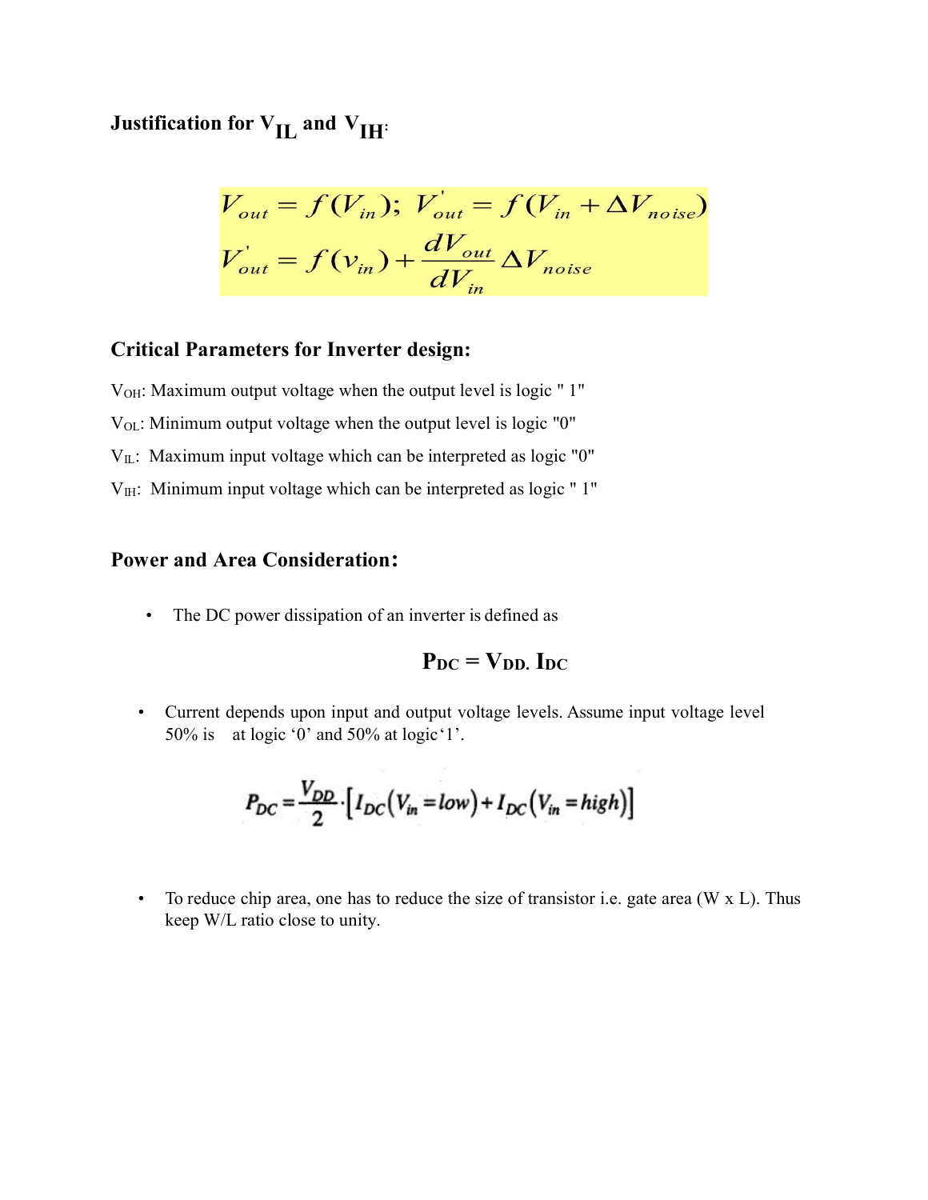### Justification for $V_{IL}$ and $V_{IH}$:

$$V_{out} = f(V_{in});\; V'_{out} = f(V_{in} + \Delta V_{noise})$$
$$V'_{out} = f(v_{in}) + \frac{dV_{out}}{dV_{in}} \Delta V_{noise}$$

### Critical Parameters for Inverter design:

$V_{OH}$: Maximum output voltage when the output level is logic " 1"

$V_{OL}$: Minimum output voltage when the output level is logic "0"

$V_{IL}$: Maximum input voltage which can be interpreted as logic "0"

$V_{IH}$: Minimum input voltage which can be interpreted as logic " 1"

### Power and Area Consideration:

- The DC power dissipation of an inverter is defined as

$$P_{DC} = V_{DD} \cdot I_{DC}$$

- Current depends upon input and output voltage levels. Assume input voltage level 50% is at logic '0' and 50% at logic '1'.

$$P_{DC} = \frac{V_{DD}}{2} \cdot \left[ I_{DC}(V_{in} = low) + I_{DC}(V_{in} = high) \right]$$

- To reduce chip area, one has to reduce the size of transistor i.e. gate area (W x L). Thus keep W/L ratio close to unity.